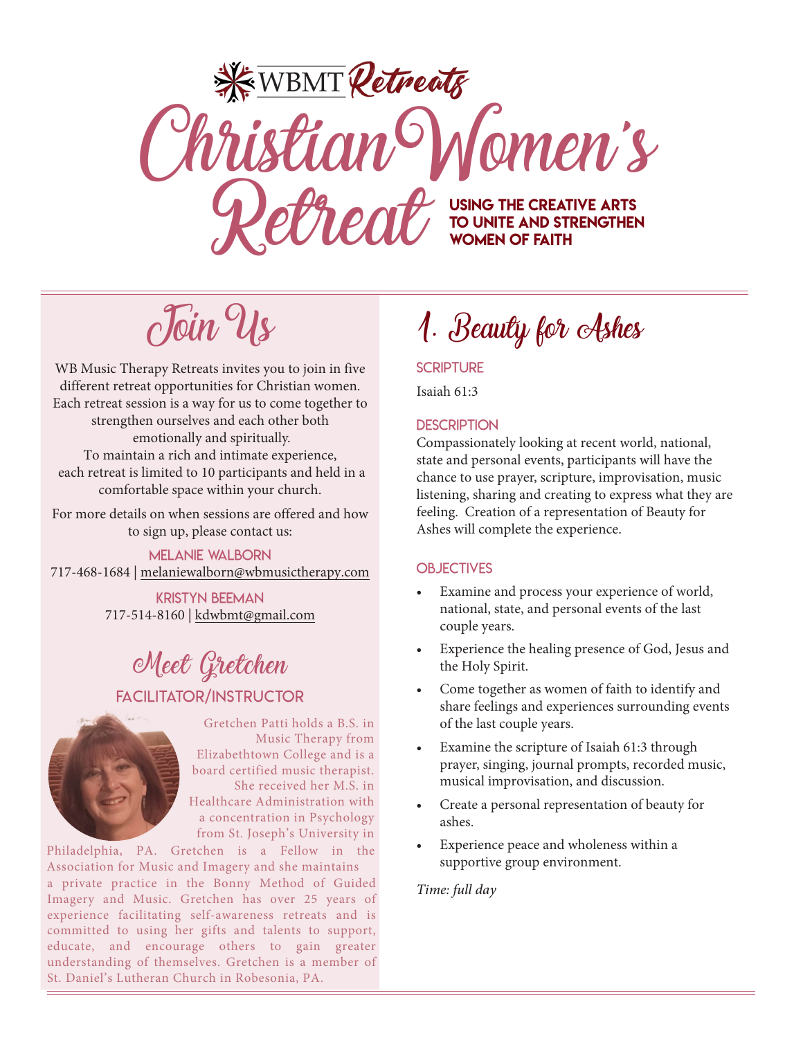WBMT *Retreats*

# Christian Women's Retreat

**USING THE CREATIVE ARTS TO UNITE AND STRENGTHEN WOMEN OF FAITH**

## Join Us

WB Music Therapy Retreats invites you to join in five different retreat opportunities for Christian women. Each retreat session is a way for us to come together to strengthen ourselves and each other both emotionally and spiritually.
To maintain a rich and intimate experience, each retreat is limited to 10 participants and held in a comfortable space within your church.

For more details on when sessions are offered and how to sign up, please contact us:

**MELANIE WALBORN**
717-468-1684 | melaniewalborn@wbmusictherapy.com

**KRISTYN BEEMAN**
717-514-8160 | kdwbmt@gmail.com

## Meet Gretchen

### FACILITATOR/INSTRUCTOR

Gretchen Patti holds a B.S. in Music Therapy from Elizabethtown College and is a board certified music therapist. She received her M.S. in Healthcare Administration with a concentration in Psychology from St. Joseph's University in Philadelphia, PA. Gretchen is a Fellow in the Association for Music and Imagery and she maintains a private practice in the Bonny Method of Guided Imagery and Music. Gretchen has over 25 years of experience facilitating self-awareness retreats and is committed to using her gifts and talents to support, educate, and encourage others to gain greater understanding of themselves. Gretchen is a member of St. Daniel's Lutheran Church in Robesonia, PA.

## 1. Beauty for Ashes

### SCRIPTURE

Isaiah 61:3

### DESCRIPTION

Compassionately looking at recent world, national, state and personal events, participants will have the chance to use prayer, scripture, improvisation, music listening, sharing and creating to express what they are feeling. Creation of a representation of Beauty for Ashes will complete the experience.

### OBJECTIVES

- Examine and process your experience of world, national, state, and personal events of the last couple years.
- Experience the healing presence of God, Jesus and the Holy Spirit.
- Come together as women of faith to identify and share feelings and experiences surrounding events of the last couple years.
- Examine the scripture of Isaiah 61:3 through prayer, singing, journal prompts, recorded music, musical improvisation, and discussion.
- Create a personal representation of beauty for ashes.
- Experience peace and wholeness within a supportive group environment.

*Time: full day*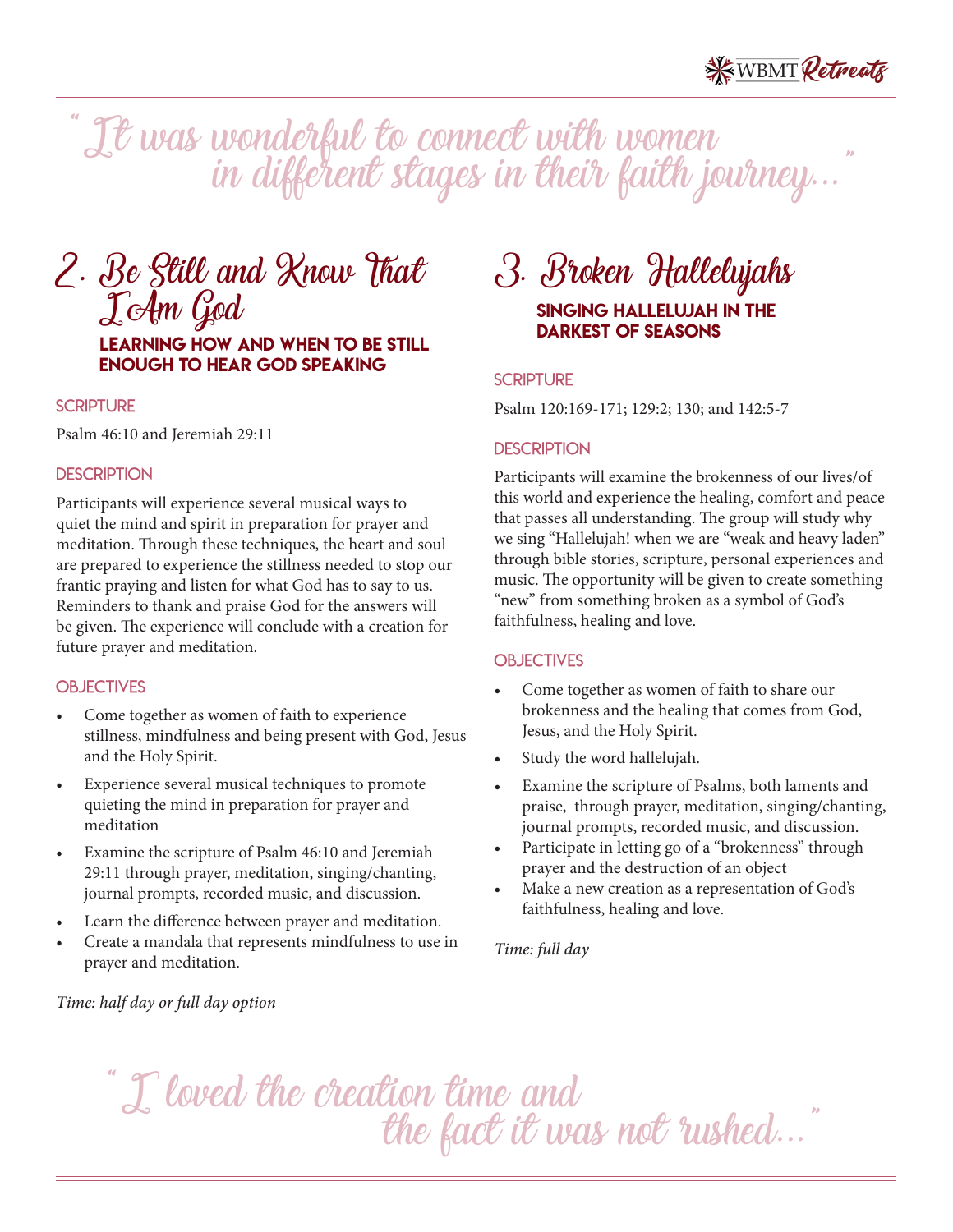"It was wonderful to connect with women in different stages in their faith journey..."

## 2. Be Still and Know That I Am God

### LEARNING HOW AND WHEN TO BE STILL ENOUGH TO HEAR GOD SPEAKING

#### SCRIPTURE

Psalm 46:10 and Jeremiah 29:11

#### DESCRIPTION

Participants will experience several musical ways to quiet the mind and spirit in preparation for prayer and meditation. Through these techniques, the heart and soul are prepared to experience the stillness needed to stop our frantic praying and listen for what God has to say to us. Reminders to thank and praise God for the answers will be given. The experience will conclude with a creation for future prayer and meditation.

#### OBJECTIVES

- Come together as women of faith to experience stillness, mindfulness and being present with God, Jesus and the Holy Spirit.
- Experience several musical techniques to promote quieting the mind in preparation for prayer and meditation
- Examine the scripture of Psalm 46:10 and Jeremiah 29:11 through prayer, meditation, singing/chanting, journal prompts, recorded music, and discussion.
- Learn the difference between prayer and meditation.
- Create a mandala that represents mindfulness to use in prayer and meditation.

*Time: half day or full day option*

## 3. Broken Hallelujahs

### SINGING HALLELUJAH IN THE DARKEST OF SEASONS

#### SCRIPTURE

Psalm 120:169-171; 129:2; 130; and 142:5-7

#### DESCRIPTION

Participants will examine the brokenness of our lives/of this world and experience the healing, comfort and peace that passes all understanding. The group will study why we sing "Hallelujah! when we are "weak and heavy laden" through bible stories, scripture, personal experiences and music. The opportunity will be given to create something "new" from something broken as a symbol of God's faithfulness, healing and love.

#### OBJECTIVES

- Come together as women of faith to share our brokenness and the healing that comes from God, Jesus, and the Holy Spirit.
- Study the word hallelujah.
- Examine the scripture of Psalms, both laments and praise, through prayer, meditation, singing/chanting, journal prompts, recorded music, and discussion.
- Participate in letting go of a "brokenness" through prayer and the destruction of an object
- Make a new creation as a representation of God's faithfulness, healing and love.

*Time: full day*

"I loved the creation time and the fact it was not rushed..."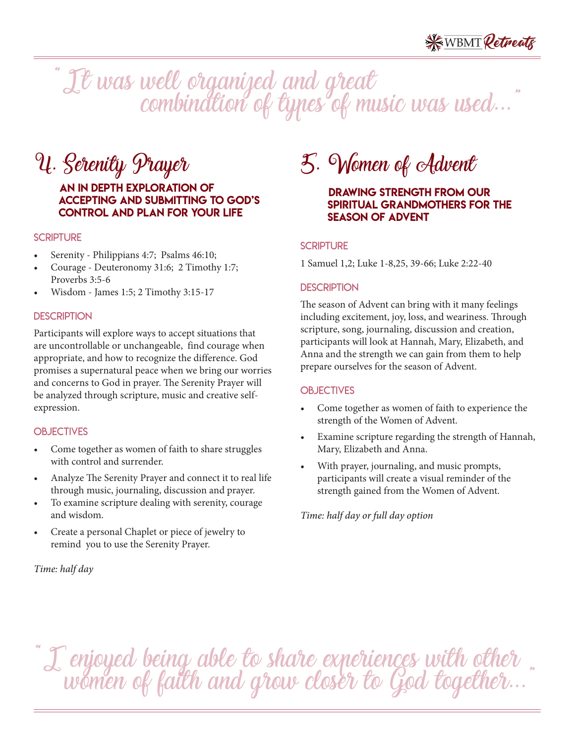"It was well organized and great combination of types of music was used..."

## 4. Serenity Prayer

### An in depth exploration of accepting and submitting to God's control and plan for your life

**SCRIPTURE**

- Serenity - Philippians 4:7; Psalms 46:10;
- Courage - Deuteronomy 31:6; 2 Timothy 1:7; Proverbs 3:5-6
- Wisdom - James 1:5; 2 Timothy 3:15-17

**DESCRIPTION**

Participants will explore ways to accept situations that are uncontrollable or unchangeable, find courage when appropriate, and how to recognize the difference. God promises a supernatural peace when we bring our worries and concerns to God in prayer. The Serenity Prayer will be analyzed through scripture, music and creative self-expression.

**OBJECTIVES**

- Come together as women of faith to share struggles with control and surrender.
- Analyze The Serenity Prayer and connect it to real life through music, journaling, discussion and prayer.
- To examine scripture dealing with serenity, courage and wisdom.
- Create a personal Chaplet or piece of jewelry to remind you to use the Serenity Prayer.

*Time: half day*

## 5. Women of Advent

### Drawing strength from our spiritual grandmothers for the season of Advent

**SCRIPTURE**

1 Samuel 1,2; Luke 1-8,25, 39-66; Luke 2:22-40

**DESCRIPTION**

The season of Advent can bring with it many feelings including excitement, joy, loss, and weariness. Through scripture, song, journaling, discussion and creation, participants will look at Hannah, Mary, Elizabeth, and Anna and the strength we can gain from them to help prepare ourselves for the season of Advent.

**OBJECTIVES**

- Come together as women of faith to experience the strength of the Women of Advent.
- Examine scripture regarding the strength of Hannah, Mary, Elizabeth and Anna.
- With prayer, journaling, and music prompts, participants will create a visual reminder of the strength gained from the Women of Advent.

*Time: half day or full day option*

"I enjoyed being able to share experiences with other women of faith and grow closer to God together..."